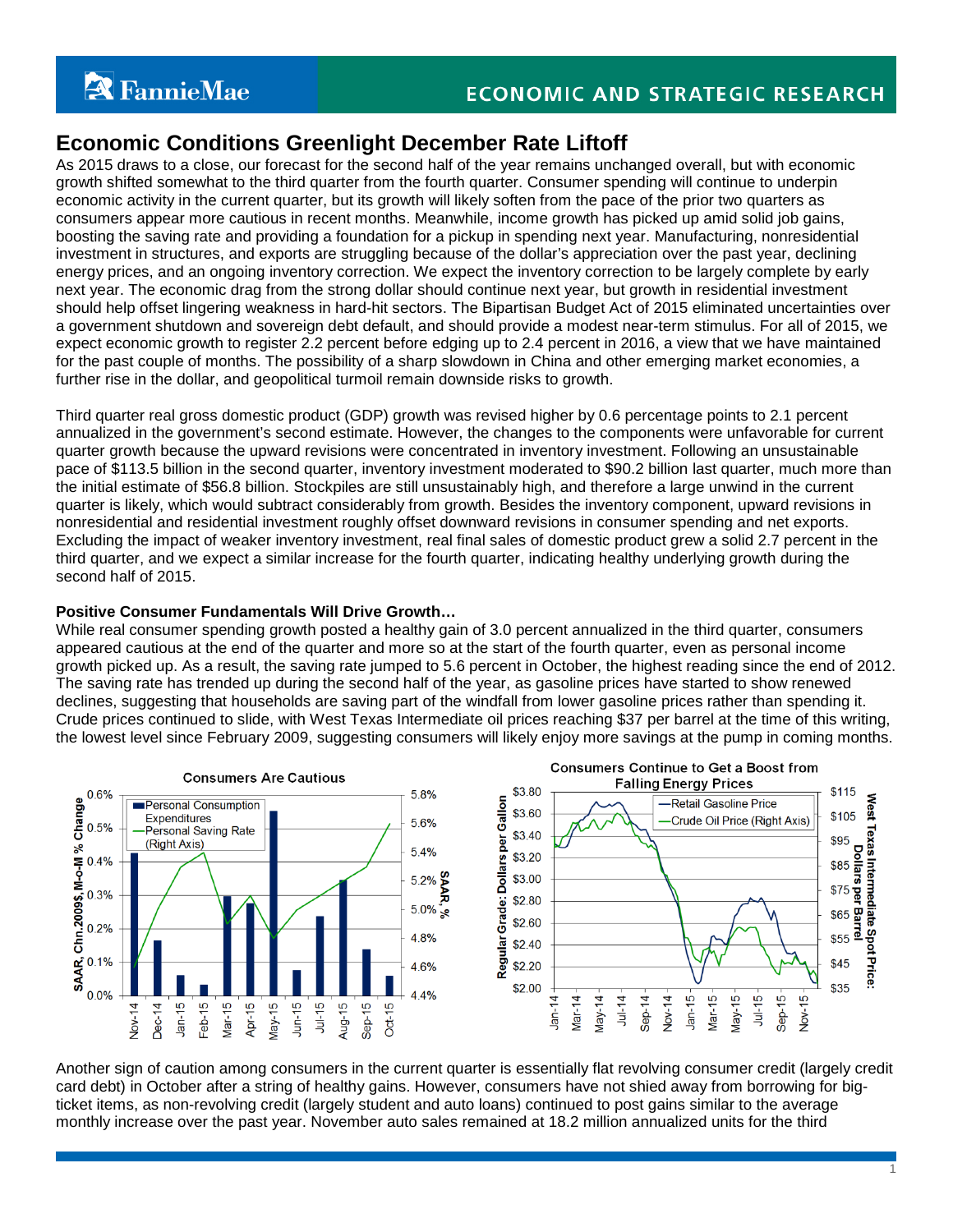# Economic Conditions Greenlight December Rate Liftoff

As 2015 draws to a close, our forecast for the second half of the year remains unchanged overall, but with economic growth shifted somewhat to the third quarter from the fourth quarter. Consumer spending will continue to underpin economic activity in the current quarter, but its growth will likely soften from the pace of the prior two quarters as consumers appear more cautious in recent months. Meanwhile, income growth has picked up amid solid job gains, boosting the saving rate and providing a foundation for a pickup in spending next year. Manufacturing, nonresidential investment in structures, and exports are struggling because of the dollar's appreciation over the past year, declining energy prices, and an ongoing inventory correction. We expect the inventory correction to be largely complete by early next year. The economic drag from the strong dollar should continue next year, but growth in residential investment should help offset lingering weakness in hard-hit sectors. The Bipartisan Budget Act of 2015 eliminated uncertainties over a government shutdown and sovereign debt default, and should provide a modest near-term stimulus. For all of 2015, we expect economic growth to register 2.2 percent before edging up to 2.4 percent in 2016, a view that we have maintained for the past couple of months. The possibility of a sharp slowdown in China and other emerging market economies, a further rise in the dollar, and geopolitical turmoil remain downside risks to growth.

Third quarter real gross domestic product (GDP) growth was revised higher by 0.6 percentage points to 2.1 percent annualized in the government's second estimate. However, the changes to the components were unfavorable for current quarter growth because the upward revisions were concentrated in inventory investment. Following an unsustainable pace of $113.5 billion in the second quarter, inventory investment moderated to $90.2 billion last quarter, much more than the initial estimate of $56.8 billion. Stockpiles are still unsustainably high, and therefore a large unwind in the current quarter is likely, which would subtract considerably from growth. Besides the inventory component, upward revisions in nonresidential and residential investment roughly offset downward revisions in consumer spending and net exports. Excluding the impact of weaker inventory investment, real final sales of domestic product grew a solid 2.7 percent in the third quarter, and we expect a similar increase for the fourth quarter, indicating healthy underlying growth during the second half of 2015.

**Positive Consumer Fundamentals Will Drive Growth…**

While real consumer spending growth posted a healthy gain of 3.0 percent annualized in the third quarter, consumers appeared cautious at the end of the quarter and more so at the start of the fourth quarter, even as personal income growth picked up. As a result, the saving rate jumped to 5.6 percent in October, the highest reading since the end of 2012. The saving rate has trended up during the second half of the year, as gasoline prices have started to show renewed declines, suggesting that households are saving part of the windfall from lower gasoline prices rather than spending it. Crude prices continued to slide, with West Texas Intermediate oil prices reaching $37 per barrel at the time of this writing, the lowest level since February 2009, suggesting consumers will likely enjoy more savings at the pump in coming months.

**Consumers Are Cautious**

**Consumers Continue to Get a Boost from Falling Energy Prices**

Another sign of caution among consumers in the current quarter is essentially flat revolving consumer credit (largely credit card debt) in October after a string of healthy gains. However, consumers have not shied away from borrowing for big-ticket items, as non-revolving credit (largely student and auto loans) continued to post gains similar to the average monthly increase over the past year. November auto sales remained at 18.2 million annualized units for the third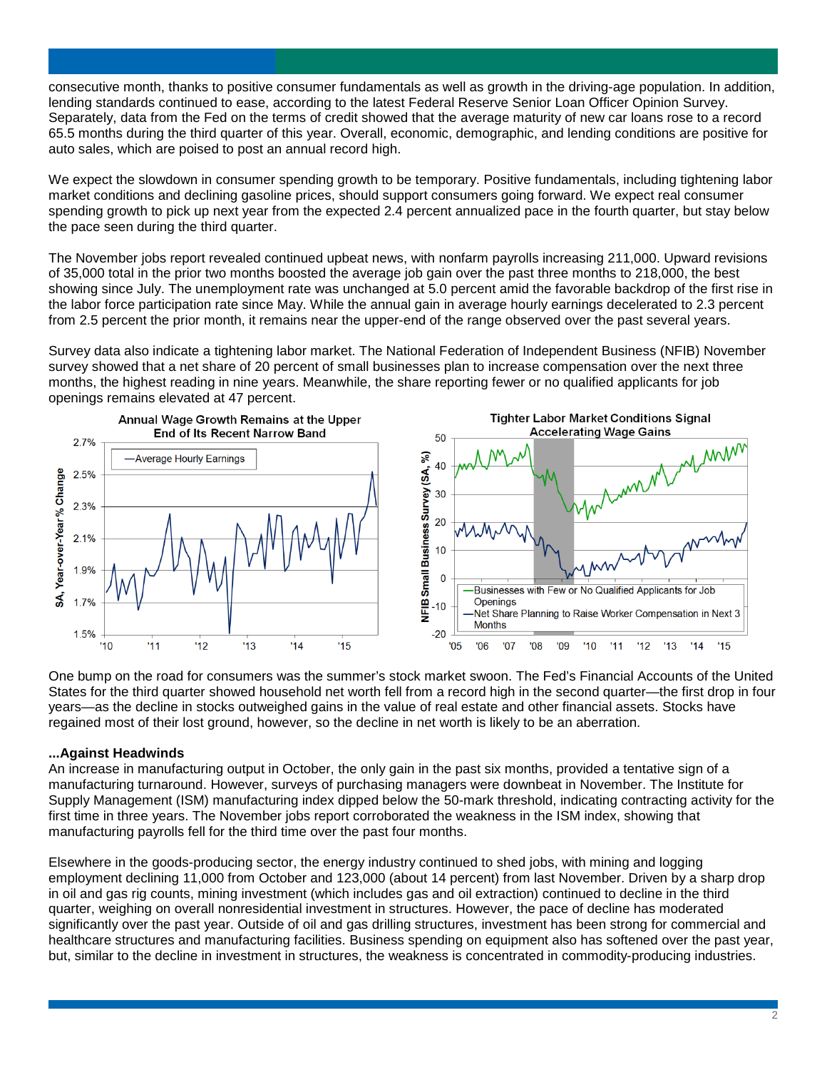consecutive month, thanks to positive consumer fundamentals as well as growth in the driving-age population. In addition, lending standards continued to ease, according to the latest Federal Reserve Senior Loan Officer Opinion Survey. Separately, data from the Fed on the terms of credit showed that the average maturity of new car loans rose to a record 65.5 months during the third quarter of this year. Overall, economic, demographic, and lending conditions are positive for auto sales, which are poised to post an annual record high.

We expect the slowdown in consumer spending growth to be temporary. Positive fundamentals, including tightening labor market conditions and declining gasoline prices, should support consumers going forward. We expect real consumer spending growth to pick up next year from the expected 2.4 percent annualized pace in the fourth quarter, but stay below the pace seen during the third quarter.

The November jobs report revealed continued upbeat news, with nonfarm payrolls increasing 211,000. Upward revisions of 35,000 total in the prior two months boosted the average job gain over the past three months to 218,000, the best showing since July. The unemployment rate was unchanged at 5.0 percent amid the favorable backdrop of the first rise in the labor force participation rate since May. While the annual gain in average hourly earnings decelerated to 2.3 percent from 2.5 percent the prior month, it remains near the upper-end of the range observed over the past several years.

Survey data also indicate a tightening labor market. The National Federation of Independent Business (NFIB) November survey showed that a net share of 20 percent of small businesses plan to increase compensation over the next three months, the highest reading in nine years. Meanwhile, the share reporting fewer or no qualified applicants for job openings remains elevated at 47 percent.

**Annual Wage Growth Remains at the Upper End of Its Recent Narrow Band**

**Tighter Labor Market Conditions Signal Accelerating Wage Gains**

One bump on the road for consumers was the summer's stock market swoon. The Fed's Financial Accounts of the United States for the third quarter showed household net worth fell from a record high in the second quarter—the first drop in four years—as the decline in stocks outweighed gains in the value of real estate and other financial assets. Stocks have regained most of their lost ground, however, so the decline in net worth is likely to be an aberration.

### ...Against Headwinds

An increase in manufacturing output in October, the only gain in the past six months, provided a tentative sign of a manufacturing turnaround. However, surveys of purchasing managers were downbeat in November. The Institute for Supply Management (ISM) manufacturing index dipped below the 50-mark threshold, indicating contracting activity for the first time in three years. The November jobs report corroborated the weakness in the ISM index, showing that manufacturing payrolls fell for the third time over the past four months.

Elsewhere in the goods-producing sector, the energy industry continued to shed jobs, with mining and logging employment declining 11,000 from October and 123,000 (about 14 percent) from last November. Driven by a sharp drop in oil and gas rig counts, mining investment (which includes gas and oil extraction) continued to decline in the third quarter, weighing on overall nonresidential investment in structures. However, the pace of decline has moderated significantly over the past year. Outside of oil and gas drilling structures, investment has been strong for commercial and healthcare structures and manufacturing facilities. Business spending on equipment also has softened over the past year, but, similar to the decline in investment in structures, the weakness is concentrated in commodity-producing industries.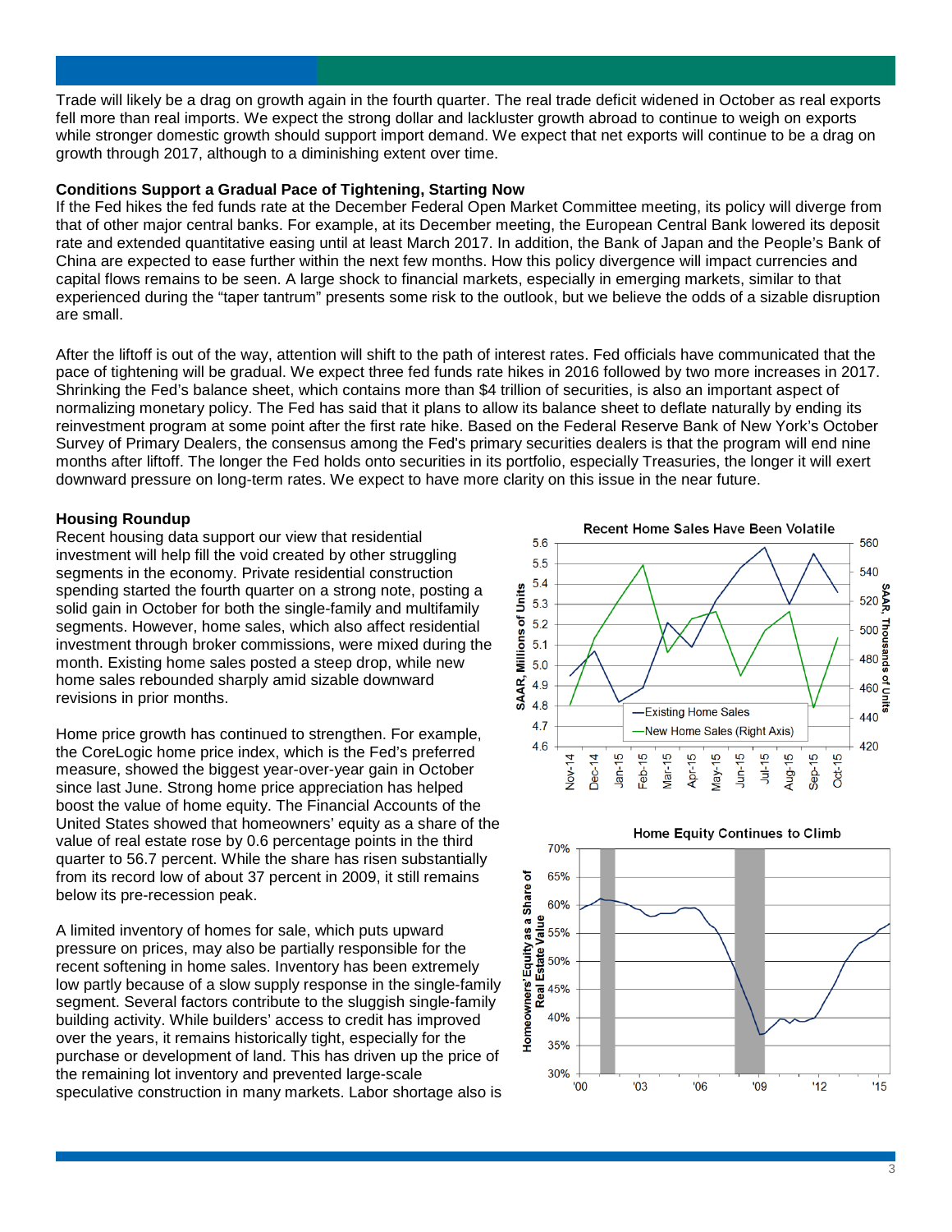Trade will likely be a drag on growth again in the fourth quarter. The real trade deficit widened in October as real exports fell more than real imports. We expect the strong dollar and lackluster growth abroad to continue to weigh on exports while stronger domestic growth should support import demand. We expect that net exports will continue to be a drag on growth through 2017, although to a diminishing extent over time.

**Conditions Support a Gradual Pace of Tightening, Starting Now**

If the Fed hikes the fed funds rate at the December Federal Open Market Committee meeting, its policy will diverge from that of other major central banks. For example, at its December meeting, the European Central Bank lowered its deposit rate and extended quantitative easing until at least March 2017. In addition, the Bank of Japan and the People's Bank of China are expected to ease further within the next few months. How this policy divergence will impact currencies and capital flows remains to be seen. A large shock to financial markets, especially in emerging markets, similar to that experienced during the "taper tantrum" presents some risk to the outlook, but we believe the odds of a sizable disruption are small.

After the liftoff is out of the way, attention will shift to the path of interest rates. Fed officials have communicated that the pace of tightening will be gradual. We expect three fed funds rate hikes in 2016 followed by two more increases in 2017. Shrinking the Fed's balance sheet, which contains more than $4 trillion of securities, is also an important aspect of normalizing monetary policy. The Fed has said that it plans to allow its balance sheet to deflate naturally by ending its reinvestment program at some point after the first rate hike. Based on the Federal Reserve Bank of New York's October Survey of Primary Dealers, the consensus among the Fed's primary securities dealers is that the program will end nine months after liftoff. The longer the Fed holds onto securities in its portfolio, especially Treasuries, the longer it will exert downward pressure on long-term rates. We expect to have more clarity on this issue in the near future.

**Housing Roundup**

Recent housing data support our view that residential investment will help fill the void created by other struggling segments in the economy. Private residential construction spending started the fourth quarter on a strong note, posting a solid gain in October for both the single-family and multifamily segments. However, home sales, which also affect residential investment through broker commissions, were mixed during the month. Existing home sales posted a steep drop, while new home sales rebounded sharply amid sizable downward revisions in prior months.

Home price growth has continued to strengthen. For example, the CoreLogic home price index, which is the Fed's preferred measure, showed the biggest year-over-year gain in October since last June. Strong home price appreciation has helped boost the value of home equity. The Financial Accounts of the United States showed that homeowners' equity as a share of the value of real estate rose by 0.6 percentage points in the third quarter to 56.7 percent. While the share has risen substantially from its record low of about 37 percent in 2009, it still remains below its pre-recession peak.

A limited inventory of homes for sale, which puts upward pressure on prices, may also be partially responsible for the recent softening in home sales. Inventory has been extremely low partly because of a slow supply response in the single-family segment. Several factors contribute to the sluggish single-family building activity. While builders' access to credit has improved over the years, it remains historically tight, especially for the purchase or development of land. This has driven up the price of the remaining lot inventory and prevented large-scale speculative construction in many markets. Labor shortage also is

**Recent Home Sales Have Been Volatile**

**Home Equity Continues to Climb**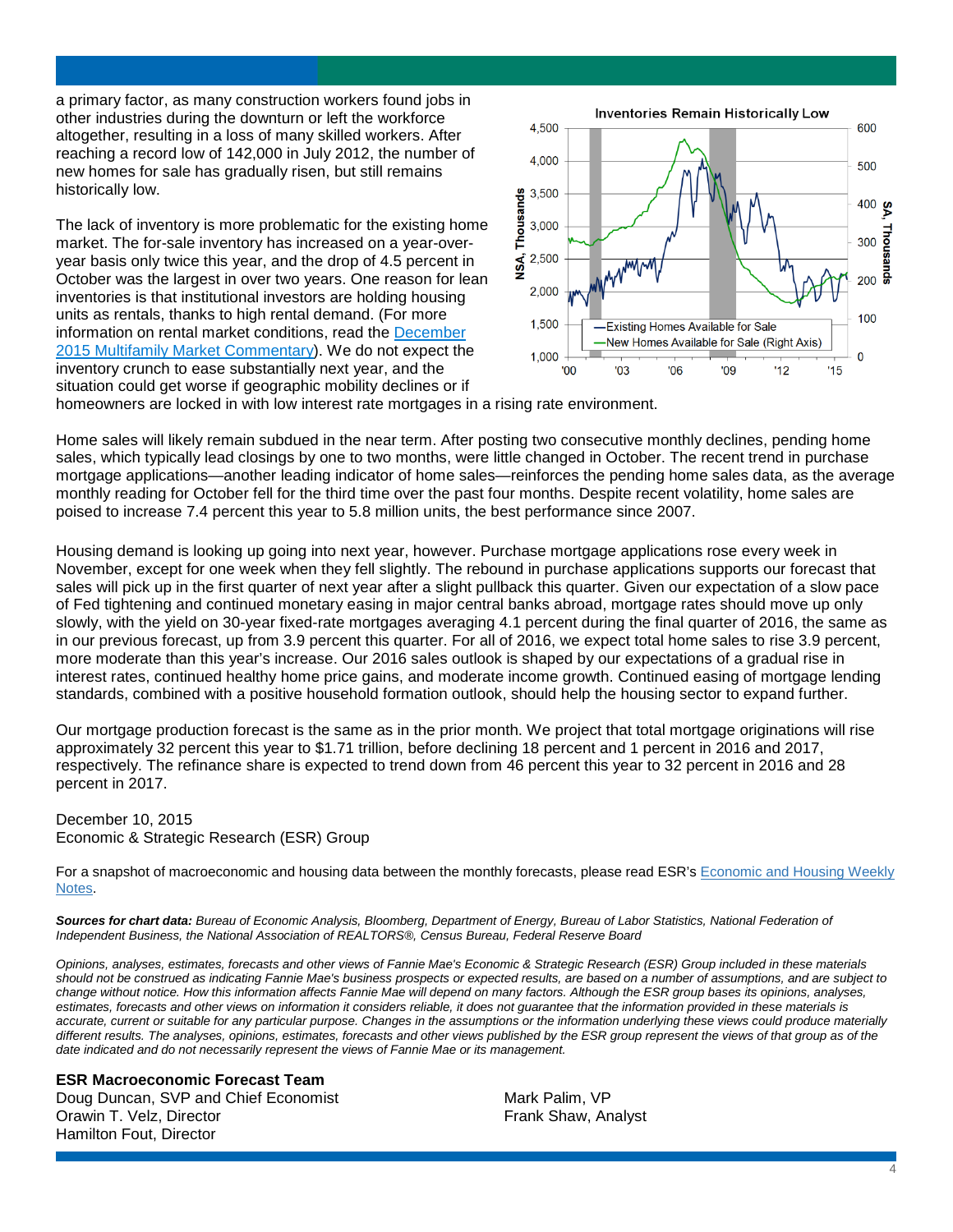a primary factor, as many construction workers found jobs in other industries during the downturn or left the workforce altogether, resulting in a loss of many skilled workers. After reaching a record low of 142,000 in July 2012, the number of new homes for sale has gradually risen, but still remains historically low.

Inventories Remain Historically Low

NSA, Thousands

SA, Thousands

4,500
4,000
3,500
3,000
2,500
2,000
1,500
1,000

600
500
400
300
200
100
0

'00 '03 '06 '09 '12 '15

—Existing Homes Available for Sale
—New Homes Available for Sale (Right Axis)

The lack of inventory is more problematic for the existing home market. The for-sale inventory has increased on a year-over-year basis only twice this year, and the drop of 4.5 percent in October was the largest in over two years. One reason for lean inventories is that institutional investors are holding housing units as rentals, thanks to high rental demand. (For more information on rental market conditions, read the [December 2015 Multifamily Market Commentary](https://www.fanniemae.com)). We do not expect the inventory crunch to ease substantially next year, and the situation could get worse if geographic mobility declines or if homeowners are locked in with low interest rate mortgages in a rising rate environment.

Home sales will likely remain subdued in the near term. After posting two consecutive monthly declines, pending home sales, which typically lead closings by one to two months, were little changed in October. The recent trend in purchase mortgage applications—another leading indicator of home sales—reinforces the pending home sales data, as the average monthly reading for October fell for the third time over the past four months. Despite recent volatility, home sales are poised to increase 7.4 percent this year to 5.8 million units, the best performance since 2007.

Housing demand is looking up going into next year, however. Purchase mortgage applications rose every week in November, except for one week when they fell slightly. The rebound in purchase applications supports our forecast that sales will pick up in the first quarter of next year after a slight pullback this quarter. Given our expectation of a slow pace of Fed tightening and continued monetary easing in major central banks abroad, mortgage rates should move up only slowly, with the yield on 30-year fixed-rate mortgages averaging 4.1 percent during the final quarter of 2016, the same as in our previous forecast, up from 3.9 percent this quarter. For all of 2016, we expect total home sales to rise 3.9 percent, more moderate than this year's increase. Our 2016 sales outlook is shaped by our expectations of a gradual rise in interest rates, continued healthy home price gains, and moderate income growth. Continued easing of mortgage lending standards, combined with a positive household formation outlook, should help the housing sector to expand further.

Our mortgage production forecast is the same as in the prior month. We project that total mortgage originations will rise approximately 32 percent this year to $1.71 trillion, before declining 18 percent and 1 percent in 2016 and 2017, respectively. The refinance share is expected to trend down from 46 percent this year to 32 percent in 2016 and 28 percent in 2017.

December 10, 2015
Economic & Strategic Research (ESR) Group

For a snapshot of macroeconomic and housing data between the monthly forecasts, please read ESR's Economic and Housing Weekly Notes.

***Sources for chart data:*** *Bureau of Economic Analysis, Bloomberg, Department of Energy, Bureau of Labor Statistics, National Federation of Independent Business, the National Association of REALTORS®, Census Bureau, Federal Reserve Board*

*Opinions, analyses, estimates, forecasts and other views of Fannie Mae's Economic & Strategic Research (ESR) Group included in these materials should not be construed as indicating Fannie Mae's business prospects or expected results, are based on a number of assumptions, and are subject to change without notice. How this information affects Fannie Mae will depend on many factors. Although the ESR group bases its opinions, analyses, estimates, forecasts and other views on information it considers reliable, it does not guarantee that the information provided in these materials is accurate, current or suitable for any particular purpose. Changes in the assumptions or the information underlying these views could produce materially different results. The analyses, opinions, estimates, forecasts and other views published by the ESR group represent the views of that group as of the date indicated and do not necessarily represent the views of Fannie Mae or its management.*

**ESR Macroeconomic Forecast Team**

Doug Duncan, SVP and Chief Economist
Orawin T. Velz, Director
Hamilton Fout, Director
Mark Palim, VP
Frank Shaw, Analyst